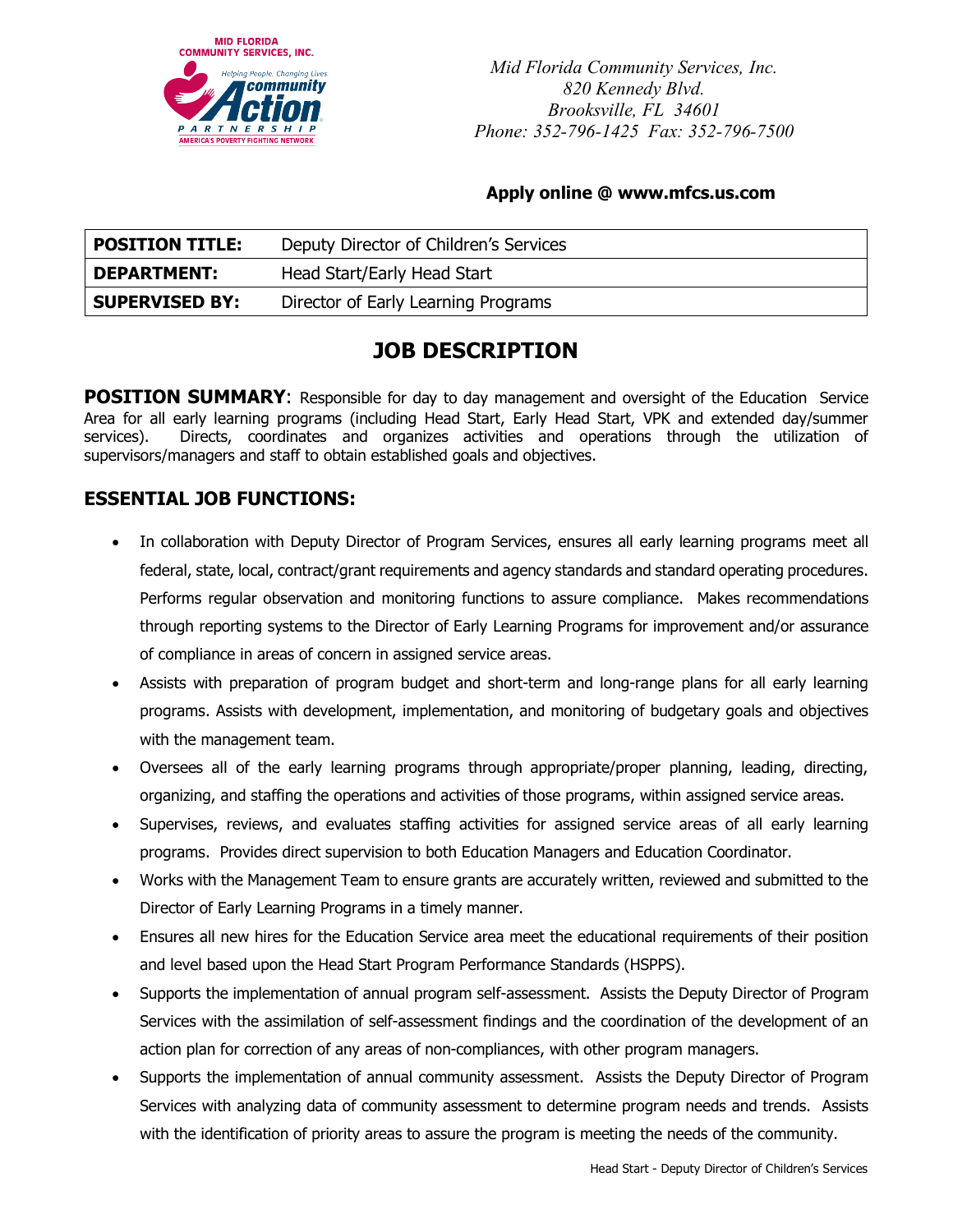MID FLORIDA COMMUNITY SERVICES, INC.

Helping People. Changing Lives. community Action PARTNERSHIP AMERICA'S POVERTY FIGHTING NETWORK

*Mid Florida Community Services, Inc.*
*820 Kennedy Blvd.*
*Brooksville, FL 34601*
*Phone: 352-796-1425 Fax: 352-796-7500*

**Apply online @ www.mfcs.us.com**

| | |
|---|---|
| **POSITION TITLE:** | Deputy Director of Children's Services |
| **DEPARTMENT:** | Head Start/Early Head Start |
| **SUPERVISED BY:** | Director of Early Learning Programs |

# JOB DESCRIPTION

**POSITION SUMMARY**: Responsible for day to day management and oversight of the Education Service Area for all early learning programs (including Head Start, Early Head Start, VPK and extended day/summer services). Directs, coordinates and organizes activities and operations through the utilization of supervisors/managers and staff to obtain established goals and objectives.

## ESSENTIAL JOB FUNCTIONS:

- In collaboration with Deputy Director of Program Services, ensures all early learning programs meet all federal, state, local, contract/grant requirements and agency standards and standard operating procedures. Performs regular observation and monitoring functions to assure compliance. Makes recommendations through reporting systems to the Director of Early Learning Programs for improvement and/or assurance of compliance in areas of concern in assigned service areas.
- Assists with preparation of program budget and short-term and long-range plans for all early learning programs. Assists with development, implementation, and monitoring of budgetary goals and objectives with the management team.
- Oversees all of the early learning programs through appropriate/proper planning, leading, directing, organizing, and staffing the operations and activities of those programs, within assigned service areas.
- Supervises, reviews, and evaluates staffing activities for assigned service areas of all early learning programs. Provides direct supervision to both Education Managers and Education Coordinator.
- Works with the Management Team to ensure grants are accurately written, reviewed and submitted to the Director of Early Learning Programs in a timely manner.
- Ensures all new hires for the Education Service area meet the educational requirements of their position and level based upon the Head Start Program Performance Standards (HSPPS).
- Supports the implementation of annual program self-assessment. Assists the Deputy Director of Program Services with the assimilation of self-assessment findings and the coordination of the development of an action plan for correction of any areas of non-compliances, with other program managers.
- Supports the implementation of annual community assessment. Assists the Deputy Director of Program Services with analyzing data of community assessment to determine program needs and trends. Assists with the identification of priority areas to assure the program is meeting the needs of the community.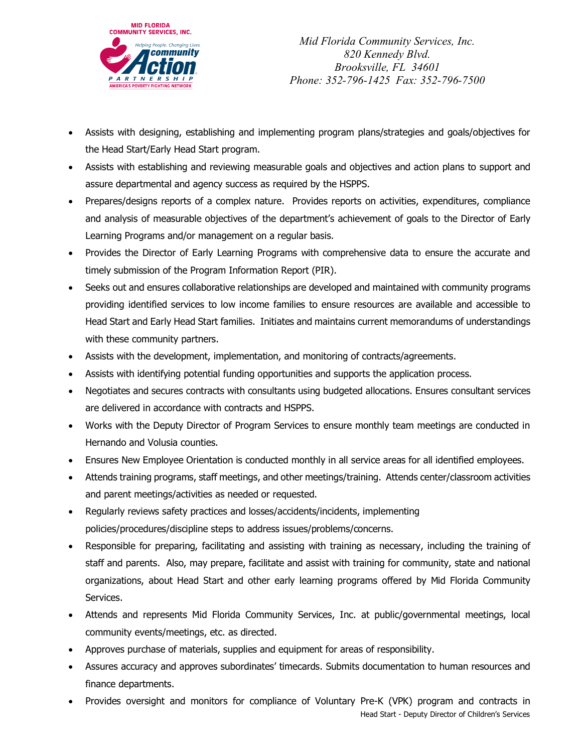- Assists with designing, establishing and implementing program plans/strategies and goals/objectives for the Head Start/Early Head Start program.
- Assists with establishing and reviewing measurable goals and objectives and action plans to support and assure departmental and agency success as required by the HSPPS.
- Prepares/designs reports of a complex nature. Provides reports on activities, expenditures, compliance and analysis of measurable objectives of the department's achievement of goals to the Director of Early Learning Programs and/or management on a regular basis.
- Provides the Director of Early Learning Programs with comprehensive data to ensure the accurate and timely submission of the Program Information Report (PIR).
- Seeks out and ensures collaborative relationships are developed and maintained with community programs providing identified services to low income families to ensure resources are available and accessible to Head Start and Early Head Start families. Initiates and maintains current memorandums of understandings with these community partners.
- Assists with the development, implementation, and monitoring of contracts/agreements.
- Assists with identifying potential funding opportunities and supports the application process.
- Negotiates and secures contracts with consultants using budgeted allocations. Ensures consultant services are delivered in accordance with contracts and HSPPS.
- Works with the Deputy Director of Program Services to ensure monthly team meetings are conducted in Hernando and Volusia counties.
- Ensures New Employee Orientation is conducted monthly in all service areas for all identified employees.
- Attends training programs, staff meetings, and other meetings/training. Attends center/classroom activities and parent meetings/activities as needed or requested.
- Regularly reviews safety practices and losses/accidents/incidents, implementing policies/procedures/discipline steps to address issues/problems/concerns.
- Responsible for preparing, facilitating and assisting with training as necessary, including the training of staff and parents. Also, may prepare, facilitate and assist with training for community, state and national organizations, about Head Start and other early learning programs offered by Mid Florida Community Services.
- Attends and represents Mid Florida Community Services, Inc. at public/governmental meetings, local community events/meetings, etc. as directed.
- Approves purchase of materials, supplies and equipment for areas of responsibility.
- Assures accuracy and approves subordinates' timecards. Submits documentation to human resources and finance departments.
- Provides oversight and monitors for compliance of Voluntary Pre-K (VPK) program and contracts in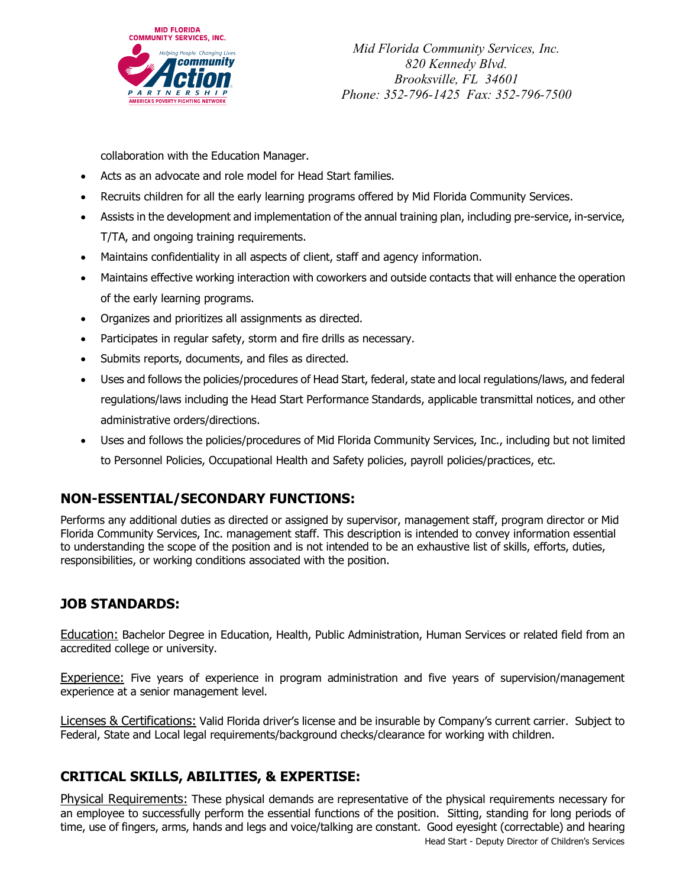collaboration with the Education Manager.

- Acts as an advocate and role model for Head Start families.
- Recruits children for all the early learning programs offered by Mid Florida Community Services.
- Assists in the development and implementation of the annual training plan, including pre-service, in-service, T/TA, and ongoing training requirements.
- Maintains confidentiality in all aspects of client, staff and agency information.
- Maintains effective working interaction with coworkers and outside contacts that will enhance the operation of the early learning programs.
- Organizes and prioritizes all assignments as directed.
- Participates in regular safety, storm and fire drills as necessary.
- Submits reports, documents, and files as directed.
- Uses and follows the policies/procedures of Head Start, federal, state and local regulations/laws, and federal regulations/laws including the Head Start Performance Standards, applicable transmittal notices, and other administrative orders/directions.
- Uses and follows the policies/procedures of Mid Florida Community Services, Inc., including but not limited to Personnel Policies, Occupational Health and Safety policies, payroll policies/practices, etc.

## NON-ESSENTIAL/SECONDARY FUNCTIONS:

Performs any additional duties as directed or assigned by supervisor, management staff, program director or Mid Florida Community Services, Inc. management staff. This description is intended to convey information essential to understanding the scope of the position and is not intended to be an exhaustive list of skills, efforts, duties, responsibilities, or working conditions associated with the position.

## JOB STANDARDS:

Education: Bachelor Degree in Education, Health, Public Administration, Human Services or related field from an accredited college or university.

Experience: Five years of experience in program administration and five years of supervision/management experience at a senior management level.

Licenses & Certifications: Valid Florida driver's license and be insurable by Company's current carrier. Subject to Federal, State and Local legal requirements/background checks/clearance for working with children.

## CRITICAL SKILLS, ABILITIES, & EXPERTISE:

Physical Requirements: These physical demands are representative of the physical requirements necessary for an employee to successfully perform the essential functions of the position. Sitting, standing for long periods of time, use of fingers, arms, hands and legs and voice/talking are constant. Good eyesight (correctable) and hearing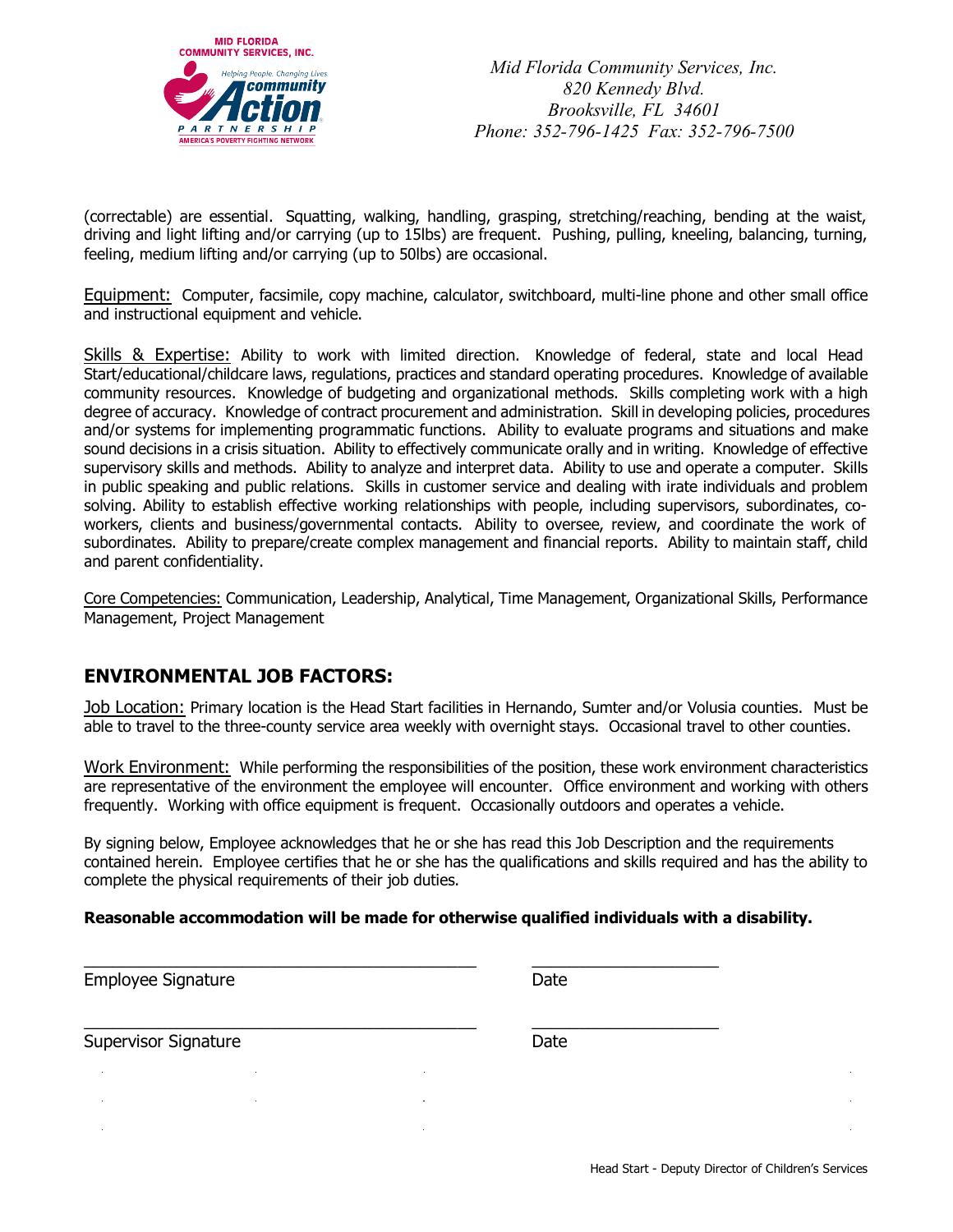(correctable) are essential. Squatting, walking, handling, grasping, stretching/reaching, bending at the waist, driving and light lifting and/or carrying (up to 15lbs) are frequent. Pushing, pulling, kneeling, balancing, turning, feeling, medium lifting and/or carrying (up to 50lbs) are occasional.

Equipment: Computer, facsimile, copy machine, calculator, switchboard, multi-line phone and other small office and instructional equipment and vehicle.

Skills & Expertise: Ability to work with limited direction. Knowledge of federal, state and local Head Start/educational/childcare laws, regulations, practices and standard operating procedures. Knowledge of available community resources. Knowledge of budgeting and organizational methods. Skills completing work with a high degree of accuracy. Knowledge of contract procurement and administration. Skill in developing policies, procedures and/or systems for implementing programmatic functions. Ability to evaluate programs and situations and make sound decisions in a crisis situation. Ability to effectively communicate orally and in writing. Knowledge of effective supervisory skills and methods. Ability to analyze and interpret data. Ability to use and operate a computer. Skills in public speaking and public relations. Skills in customer service and dealing with irate individuals and problem solving. Ability to establish effective working relationships with people, including supervisors, subordinates, co-workers, clients and business/governmental contacts. Ability to oversee, review, and coordinate the work of subordinates. Ability to prepare/create complex management and financial reports. Ability to maintain staff, child and parent confidentiality.

Core Competencies: Communication, Leadership, Analytical, Time Management, Organizational Skills, Performance Management, Project Management

## ENVIRONMENTAL JOB FACTORS:

Job Location: Primary location is the Head Start facilities in Hernando, Sumter and/or Volusia counties. Must be able to travel to the three-county service area weekly with overnight stays. Occasional travel to other counties.

Work Environment: While performing the responsibilities of the position, these work environment characteristics are representative of the environment the employee will encounter. Office environment and working with others frequently. Working with office equipment is frequent. Occasionally outdoors and operates a vehicle.

By signing below, Employee acknowledges that he or she has read this Job Description and the requirements contained herein. Employee certifies that he or she has the qualifications and skills required and has the ability to complete the physical requirements of their job duties.

**Reasonable accommodation will be made for otherwise qualified individuals with a disability.**

\_\_\_\_\_\_\_\_\_\_\_\_\_\_\_\_\_\_\_\_\_\_\_\_\_\_\_\_\_\_\_\_\_\_\_\_\_\_\_\_ \_\_\_\_\_\_\_\_\_\_\_\_\_\_\_\_\_\_\_\_

Employee Signature Date

\_\_\_\_\_\_\_\_\_\_\_\_\_\_\_\_\_\_\_\_\_\_\_\_\_\_\_\_\_\_\_\_\_\_\_\_\_\_\_\_ \_\_\_\_\_\_\_\_\_\_\_\_\_\_\_\_\_\_\_\_

Supervisor Signature Date